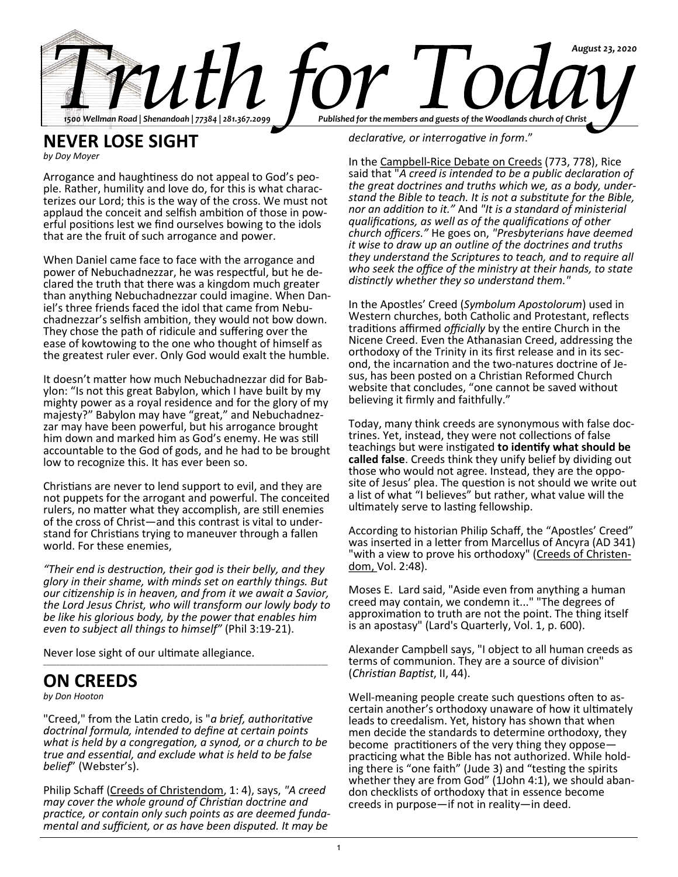# Truth for Today

*August 23, 2020*

*1500 Wellman Road | Shenandoah | 77384 | 281.367.2099*

*Published for the members and guests of the Woodlands church of Christ*

## NEVER LOSE SIGHT

*by Doy Moyer*

Arrogance and haughtiness do not appeal to God's people. Rather, humility and love do, for this is what characterizes our Lord; this is the way of the cross. We must not applaud the conceit and selfish ambition of those in powerful positions lest we find ourselves bowing to the idols that are the fruit of such arrogance and power.

When Daniel came face to face with the arrogance and power of Nebuchadnezzar, he was respectful, but he declared the truth that there was a kingdom much greater than anything Nebuchadnezzar could imagine. When Daniel's three friends faced the idol that came from Nebuchadnezzar's selfish ambition, they would not bow down. They chose the path of ridicule and suffering over the ease of kowtowing to the one who thought of himself as the greatest ruler ever. Only God would exalt the humble.

It doesn't matter how much Nebuchadnezzar did for Babylon: "Is not this great Babylon, which I have built by my mighty power as a royal residence and for the glory of my majesty?" Babylon may have been powerful, but his arrogance brought him down and marked him as God's enemy. He was still accountable to the God of gods, and he had to be brought low to recognize this. It has ever been so.

Christians are never to lend support to evil, and they are not puppets for the arrogant and powerful. The conceited rulers, no matter what they accomplish, are still enemies of the cross of Christ—and this contrast is vital to understand for Christians trying to maneuver through a fallen world. For these enemies,

*"Their end is destruction, their god is their belly, and they glory in their shame, with minds set on earthly things. But our citizenship is in heaven, and from it we await a Savior, the Lord Jesus Christ, who will transform our lowly body to be like his glorious body, by the power that enables him even to subject all things to himself"* (Phil 3:19-21).

Never lose sight of our ultimate allegiance.

## ON CREEDS

*by Don Hooton*

"Creed," from the Latin credo, is "*a brief, authoritative doctrinal formula, intended to define at certain points what is held by a congregation, a synod, or a church to be true and essential, and exclude what is held to be false belief*" (Webster's).

Philip Schaff (Creeds of Christendom, 1: 4), says, *"A creed may cover the whole ground of Christian doctrine and practice, or contain only such points as are deemed fundamental and sufficient, or as have been disputed. It may be declarative, or interrogative in form*."

In the Campbell-Rice Debate on Creeds (773, 778), Rice said that "*A creed is intended to be a public declaration of the great doctrines and truths which we, as a body, understand the Bible to teach. It is not a substitute for the Bible, nor an addition to it."* And *"It is a standard of ministerial qualifications, as well as of the qualifications of other church officers."* He goes on, *"Presbyterians have deemed it wise to draw up an outline of the doctrines and truths they understand the Scriptures to teach, and to require all who seek the office of the ministry at their hands, to state distinctly whether they so understand them."*

In the Apostles' Creed (*Symbolum Apostolorum*) used in Western churches, both Catholic and Protestant, reflects traditions affirmed *officially* by the entire Church in the Nicene Creed. Even the Athanasian Creed, addressing the orthodoxy of the Trinity in its first release and in its second, the incarnation and the two-natures doctrine of Jesus, has been posted on a Christian Reformed Church website that concludes, "one cannot be saved without believing it firmly and faithfully."

Today, many think creeds are synonymous with false doctrines. Yet, instead, they were not collections of false teachings but were instigated **to identify what should be called false**. Creeds think they unify belief by dividing out those who would not agree. Instead, they are the opposite of Jesus' plea. The question is not should we write out a list of what "I believes" but rather, what value will the ultimately serve to lasting fellowship.

According to historian Philip Schaff, the "Apostles' Creed" was inserted in a letter from Marcellus of Ancyra (AD 341) "with a view to prove his orthodoxy" (Creeds of Christendom, Vol. 2:48).

Moses E. Lard said, "Aside even from anything a human creed may contain, we condemn it..." "The degrees of approximation to truth are not the point. The thing itself is an apostasy" (Lard's Quarterly, Vol. 1, p. 600).

Alexander Campbell says, "I object to all human creeds as terms of communion. They are a source of division" (*Christian Baptist*, II, 44).

Well-meaning people create such questions often to ascertain another's orthodoxy unaware of how it ultimately leads to creedalism. Yet, history has shown that when men decide the standards to determine orthodoxy, they become practitioners of the very thing they oppose—practicing what the Bible has not authorized. While holding there is "one faith" (Jude 3) and "testing the spirits whether they are from God" (1John 4:1), we should abandon checklists of orthodoxy that in essence become creeds in purpose—if not in reality—in deed.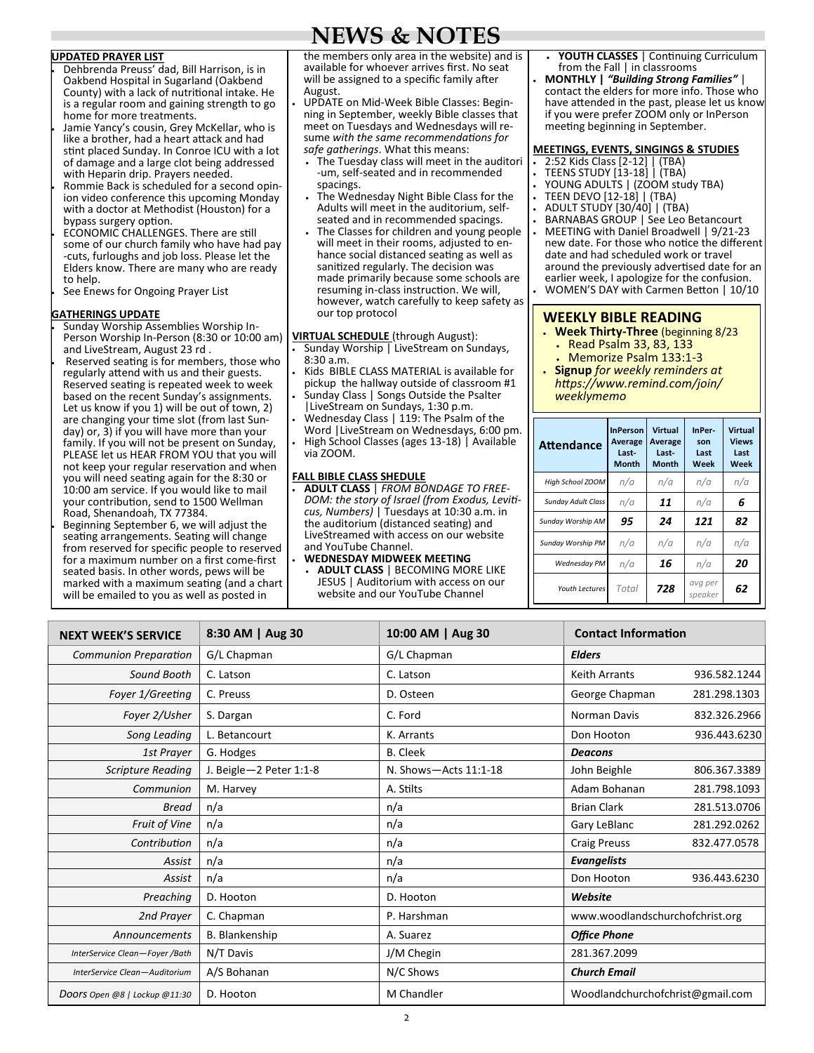# NEWS & NOTES

## UPDATED PRAYER LIST

- Dehbrenda Preuss' dad, Bill Harrison, is in Oakbend Hospital in Sugarland (Oakbend County) with a lack of nutritional intake. He is a regular room and gaining strength to go home for more treatments.
- Jamie Yancy's cousin, Grey McKellar, who is like a brother, had a heart attack and had stint placed Sunday. In Conroe ICU with a lot of damage and a large clot being addressed with Heparin drip. Prayers needed.
- Rommie Back is scheduled for a second opinion video conference this upcoming Monday with a doctor at Methodist (Houston) for a bypass surgery option.
- ECONOMIC CHALLENGES. There are still some of our church family who have had pay-cuts, furloughs and job loss. Please let the Elders know. There are many who are ready to help.
- See Enews for Ongoing Prayer List

## GATHERINGS UPDATE

- Sunday Worship Assemblies Worship In-Person Worship In-Person (8:30 or 10:00 am) and LiveStream, August 23 rd .
- Reserved seating is for members, those who regularly attend with us and their guests. Reserved seating is repeated week to week based on the recent Sunday's assignments. Let us know if you 1) will be out of town, 2) are changing your time slot (from last Sunday) or, 3) if you will have more than your family. If you will not be present on Sunday, PLEASE let us HEAR FROM YOU that you will not keep your regular reservation and when you will need seating again for the 8:30 or 10:00 am service. If you would like to mail your contribution, send to 1500 Wellman Road, Shenandoah, TX 77384.
- Beginning September 6, we will adjust the seating arrangements. Seating will change from reserved for specific people to reserved for a maximum number on a first come-first seated basis. In other words, pews will be marked with a maximum seating (and a chart will be emailed to you as well as posted in the members only area in the website) and is available for whoever arrives first. No seat will be assigned to a specific family after August.
- UPDATE on Mid-Week Bible Classes: Beginning in September, weekly Bible classes that meet on Tuesdays and Wednesdays will resume *with the same recommendations for safe gatherings*. What this means:
  - The Tuesday class will meet in the auditorium, self-seated, and in recommended spacings.
  - The Wednesday Night Bible Class for the Adults will meet in the auditorium, self-seated and in recommended spacings.
  - The Classes for children and young people will meet in their rooms, adjusted to enhance social distanced seating as well as sanitized regularly. The decision was made primarily because some schools are resuming in-class instruction. We will, however, watch carefully to keep safety as our top protocol

## VIRTUAL SCHEDULE (through August):

- Sunday Worship | LiveStream on Sundays, 8:30 a.m.
- Kids BIBLE CLASS MATERIAL is available for pickup the hallway outside of classroom #1
- Sunday Class | Songs Outside the Psalter |LiveStream on Sundays, 1:30 p.m.
- Wednesday Class | 119: The Psalm of the Word |LiveStream on Wednesdays, 6:00 pm.
- High School Classes (ages 13-18) | Available via ZOOM.

## FALL BIBLE CLASS SHEDULE

- **ADULT CLASS** | *FROM BONDAGE TO FREEDOM: the story of Israel (from Exodus, Leviticus, Numbers)* | Tuesdays at 10:30 a.m. in the auditorium (distanced seating) and LiveStreamed with access on our website and YouTube Channel.
- **WEDNESDAY MIDWEEK MEETING**
  - **ADULT CLASS** | BECOMING MORE LIKE JESUS | Auditorium with access on our website and our YouTube Channel
  - **YOUTH CLASSES** | Continuing Curriculum from the Fall | in classrooms
- **MONTHLY** | ***"Building Strong Families"*** | contact the elders for more info. Those who have attended in the past, please let us know if you were prefer ZOOM only or InPerson meeting beginning in September.

## MEETINGS, EVENTS, SINGINGS & STUDIES

- 2:52 Kids Class [2-12] | (TBA)
- TEENS STUDY [13-18] | (TBA)
- YOUNG ADULTS | (ZOOM study TBA)
- TEEN DEVO [12-18] | (TBA)
- ADULT STUDY [30/40] | (TBA)
- BARNABAS GROUP | See Leo Betancourt
- MEETING with Daniel Broadwell | 9/21-23 new date. For those who notice the different date and had scheduled work or travel around the previously advertised date for an earlier week, I apologize for the confusion.
- WOMEN'S DAY with Carmen Betton | 10/10

## WEEKLY BIBLE READING

- **Week Thirty-Three** (beginning 8/23
  - Read Psalm 33, 83, 133
  - Memorize Psalm 133:1-3
- **Signup** *for weekly reminders at https://www.remind.com/join/weeklymemo*

| Attendance | InPerson Average Last-Month | Virtual Average Last-Month | InPerson Last Week | Virtual Views Last Week |
|---|---|---|---|---|
| *High School ZOOM* | *n/a* | *n/a* | *n/a* | *n/a* |
| *Sunday Adult Class* | *n/a* | ***11*** | *n/a* | ***6*** |
| *Sunday Worship AM* | ***95*** | ***24*** | ***121*** | ***82*** |
| *Sunday Worship PM* | *n/a* | *n/a* | *n/a* | *n/a* |
| *Wednesday PM* | *n/a* | ***16*** | *n/a* | ***20*** |
| *Youth Lectures* | *Total* | ***728*** | *avg per speaker* | ***62*** |

| NEXT WEEK'S SERVICE | 8:30 AM \| Aug 30 | 10:00 AM \| Aug 30 |
|---|---|---|
| *Communion Preparation* | G/L Chapman | G/L Chapman |
| *Sound Booth* | C. Latson | C. Latson |
| *Foyer 1/Greeting* | C. Preuss | D. Osteen |
| *Foyer 2/Usher* | S. Dargan | C. Ford |
| *Song Leading* | L. Betancourt | K. Arrants |
| *1st Prayer* | G. Hodges | B. Cleek |
| *Scripture Reading* | J. Beigle—2 Peter 1:1-8 | N. Shows—Acts 11:1-18 |
| *Communion* | M. Harvey | A. Stilts |
| *Bread* | n/a | n/a |
| *Fruit of Vine* | n/a | n/a |
| *Contribution* | n/a | n/a |
| *Assist* | n/a | n/a |
| *Assist* | n/a | n/a |
| *Preaching* | D. Hooton | D. Hooton |
| *2nd Prayer* | C. Chapman | P. Harshman |
| *Announcements* | B. Blankenship | A. Suarez |
| *InterService Clean—Foyer /Bath* | N/T Davis | J/M Chegin |
| *InterService Clean—Auditorium* | A/S Bohanan | N/C Shows |
| *Doors Open @8 \| Lockup @11:30* | D. Hooton | M Chandler |

| Contact Information | |
|---|---|
| ***Elders*** | |
| Keith Arrants | 936.582.1244 |
| George Chapman | 281.298.1303 |
| Norman Davis | 832.326.2966 |
| Don Hooton | 936.443.6230 |
| ***Deacons*** | |
| John Beighle | 806.367.3389 |
| Adam Bohanan | 281.798.1093 |
| Brian Clark | 281.513.0706 |
| Gary LeBlanc | 281.292.0262 |
| Craig Preuss | 832.477.0578 |
| ***Evangelists*** | |
| Don Hooton | 936.443.6230 |
| ***Website*** | |
| www.woodlandschurchofchrist.org | |
| ***Office Phone*** | |
| 281.367.2099 | |
| ***Church Email*** | |
| Woodlandchurchofchrist@gmail.com | |